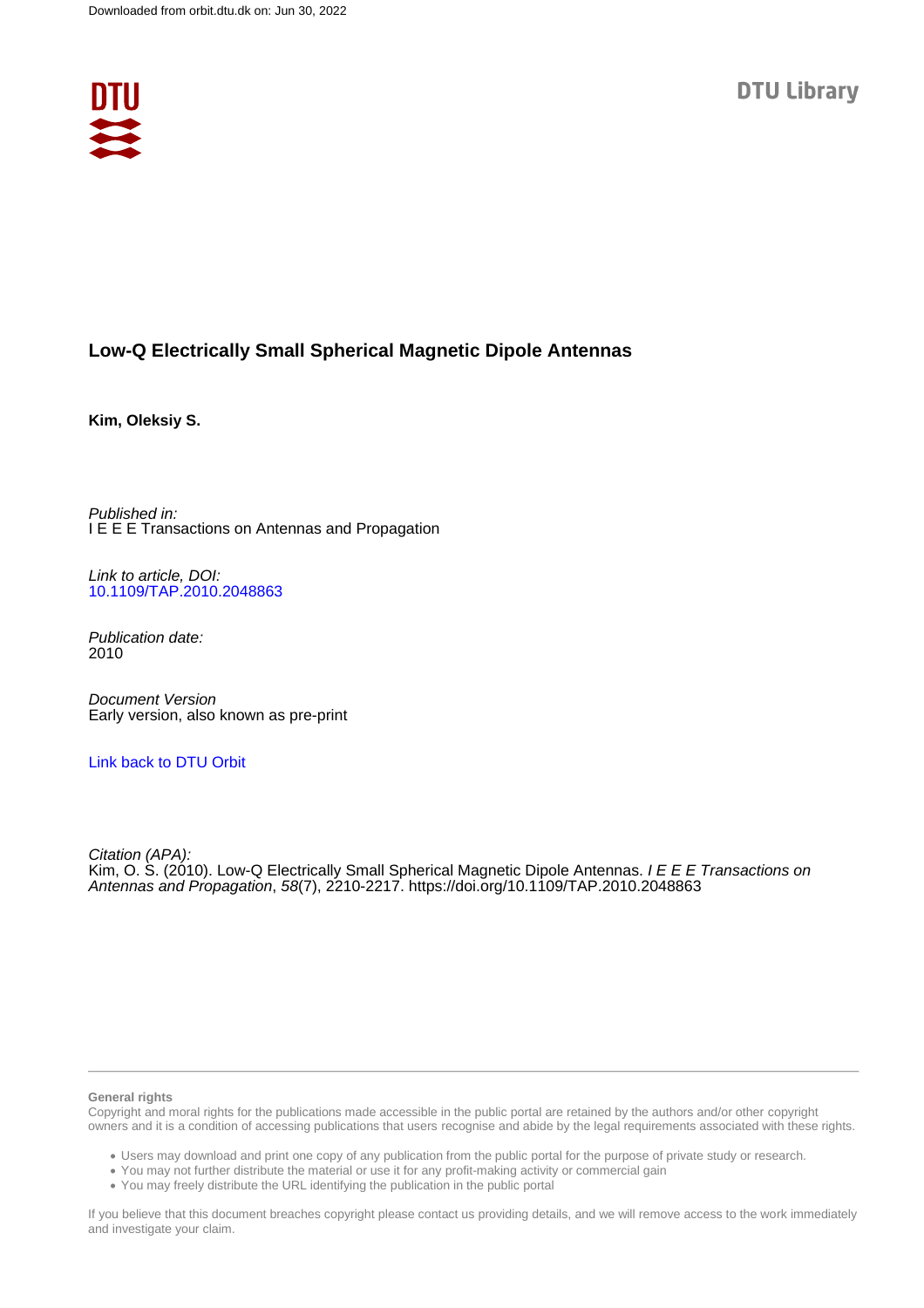Downloaded from orbit.dtu.dk on: Jun 30, 2022

DTU Library

# Low-Q Electrically Small Spherical Magnetic Dipole Antennas

**Kim, Oleksiy S.**

*Published in:*
I E E E Transactions on Antennas and Propagation

*Link to article, DOI:*
10.1109/TAP.2010.2048863

*Publication date:*
2010

*Document Version*
Early version, also known as pre-print

Link back to DTU Orbit

*Citation (APA):*
Kim, O. S. (2010). Low-Q Electrically Small Spherical Magnetic Dipole Antennas. *I E E E Transactions on Antennas and Propagation*, *58*(7), 2210-2217. https://doi.org/10.1109/TAP.2010.2048863

**General rights**

Copyright and moral rights for the publications made accessible in the public portal are retained by the authors and/or other copyright owners and it is a condition of accessing publications that users recognise and abide by the legal requirements associated with these rights.

- Users may download and print one copy of any publication from the public portal for the purpose of private study or research.
- You may not further distribute the material or use it for any profit-making activity or commercial gain
- You may freely distribute the URL identifying the publication in the public portal

If you believe that this document breaches copyright please contact us providing details, and we will remove access to the work immediately and investigate your claim.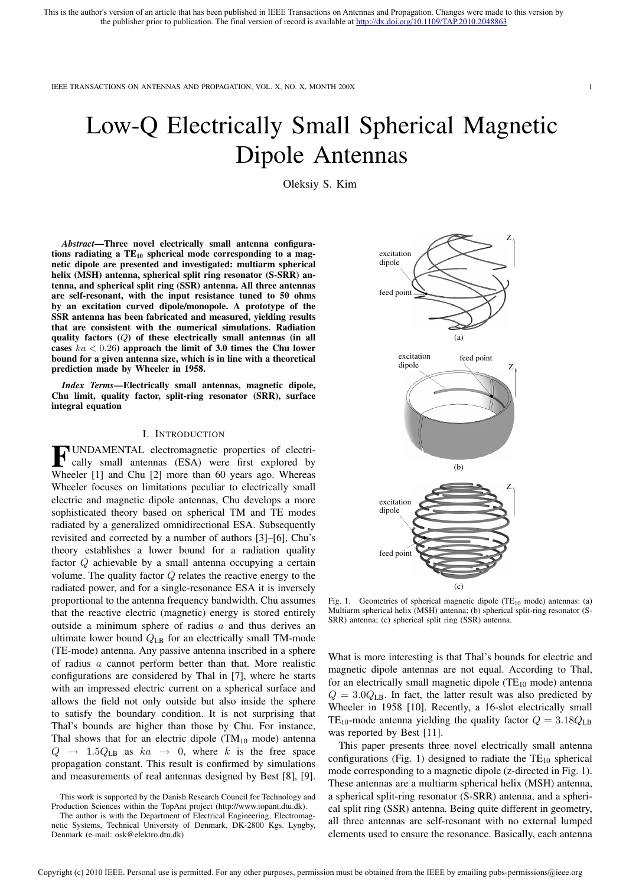This is the author's version of an article that has been published in IEEE Transactions on Antennas and Propagation. Changes were made to this version by the publisher prior to publication. The final version of record is available at http://dx.doi.org/10.1109/TAP.2010.2048863

# Low-Q Electrically Small Spherical Magnetic Dipole Antennas

Oleksiy S. Kim

***Abstract*—Three novel electrically small antenna configurations radiating a $TE_{10}$ spherical mode corresponding to a magnetic dipole are presented and investigated: multiarm spherical helix (MSH) antenna, spherical split ring resonator (S-SRR) antenna, and spherical split ring (SSR) antenna. All three antennas are self-resonant, with the input resistance tuned to 50 ohms by an excitation curved dipole/monopole. A prototype of the SSR antenna has been fabricated and measured, yielding results that are consistent with the numerical simulations. Radiation quality factors ($Q$) of these electrically small antennas (in all cases $ka < 0.26$) approach the limit of 3.0 times the Chu lower bound for a given antenna size, which is in line with a theoretical prediction made by Wheeler in 1958.**

***Index Terms*—Electrically small antennas, magnetic dipole, Chu limit, quality factor, split-ring resonator (SRR), surface integral equation**

## I. Introduction

FUNDAMENTAL electromagnetic properties of electrically small antennas (ESA) were first explored by Wheeler [1] and Chu [2] more than 60 years ago. Whereas Wheeler focuses on limitations peculiar to electrically small electric and magnetic dipole antennas, Chu develops a more sophisticated theory based on spherical TM and TE modes radiated by a generalized omnidirectional ESA. Subsequently revisited and corrected by a number of authors [3]–[6], Chu's theory establishes a lower bound for a radiation quality factor $Q$ achievable by a small antenna occupying a certain volume. The quality factor $Q$ relates the reactive energy to the radiated power, and for a single-resonance ESA it is inversely proportional to the antenna frequency bandwidth. Chu assumes that the reactive electric (magnetic) energy is stored entirely outside a minimum sphere of radius $a$ and thus derives an ultimate lower bound $Q_{\text{LB}}$ for an electrically small TM-mode (TE-mode) antenna. Any passive antenna inscribed in a sphere of radius $a$ cannot perform better than that. More realistic configurations are considered by Thal in [7], where he starts with an impressed electric current on a spherical surface and allows the field not only outside but also inside the sphere to satisfy the boundary condition. It is not surprising that Thal's bounds are higher than those by Chu. For instance, Thal shows that for an electric dipole ($TM_{10}$ mode) antenna $Q \rightarrow 1.5Q_{\text{LB}}$ as $ka \rightarrow 0$, where $k$ is the free space propagation constant. This result is confirmed by simulations and measurements of real antennas designed by Best [8], [9]. What is more interesting is that Thal's bounds for electric and magnetic dipole antennas are not equal. According to Thal, for an electrically small magnetic dipole ($TE_{10}$ mode) antenna $Q = 3.0Q_{\text{LB}}$. In fact, the latter result was also predicted by Wheeler in 1958 [10]. Recently, a 16-slot electrically small $TE_{10}$-mode antenna yielding the quality factor $Q = 3.18Q_{\text{LB}}$ was reported by Best [11].

This paper presents three novel electrically small antenna configurations (Fig. 1) designed to radiate the $TE_{10}$ spherical mode corresponding to a magnetic dipole (z-directed in Fig. 1). These antennas are a multiarm spherical helix (MSH) antenna, a spherical split-ring resonator (S-SRR) antenna, and a spherical split ring (SSR) antenna. Being quite different in geometry, all three antennas are self-resonant with no external lumped elements used to ensure the resonance. Basically, each antenna

Fig. 1. Geometries of spherical magnetic dipole ($TE_{10}$ mode) antennas: (a) Multiarm spherical helix (MSH) antenna; (b) spherical split-ring resonator (S-SRR) antenna; (c) spherical split ring (SSR) antenna.

This work is supported by the Danish Research Council for Technology and Production Sciences within the TopAnt project (http://www.topant.dtu.dk).

The author is with the Department of Electrical Engineering, Electromagnetic Systems, Technical University of Denmark, DK-2800 Kgs. Lyngby, Denmark (e-mail: osk@elektro.dtu.dk)

Copyright (c) 2010 IEEE. Personal use is permitted. For any other purposes, permission must be obtained from the IEEE by emailing pubs-permissions@ieee.org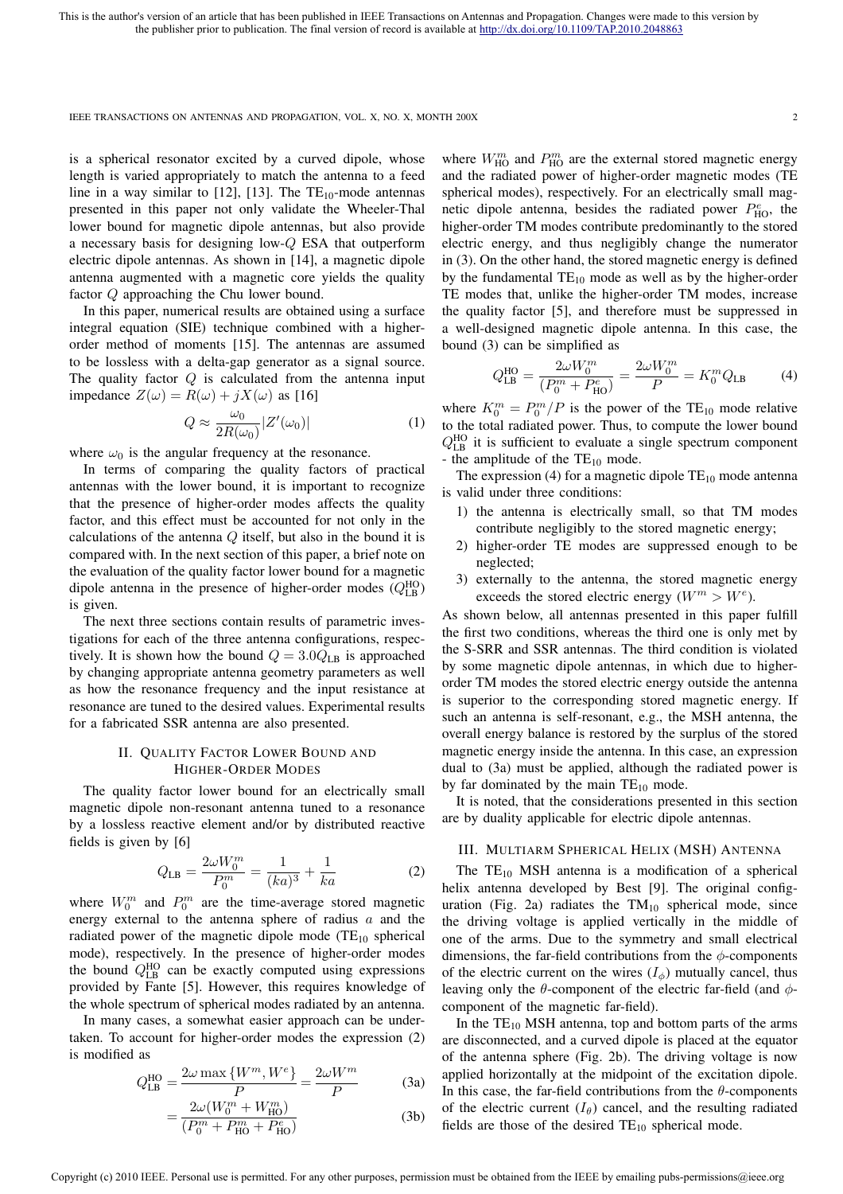is a spherical resonator excited by a curved dipole, whose length is varied appropriately to match the antenna to a feed line in a way similar to [12], [13]. The $\mathrm{TE}_{10}$-mode antennas presented in this paper not only validate the Wheeler-Thal lower bound for magnetic dipole antennas, but also provide a necessary basis for designing low-$Q$ ESA that outperform electric dipole antennas. As shown in [14], a magnetic dipole antenna augmented with a magnetic core yields the quality factor $Q$ approaching the Chu lower bound.

In this paper, numerical results are obtained using a surface integral equation (SIE) technique combined with a higher-order method of moments [15]. The antennas are assumed to be lossless with a delta-gap generator as a signal source. The quality factor $Q$ is calculated from the antenna input impedance $Z(\omega) = R(\omega) + jX(\omega)$ as [16]

$$Q \approx \frac{\omega_0}{2R(\omega_0)} |Z'(\omega_0)| \tag{1}$$

where $\omega_0$ is the angular frequency at the resonance.

In terms of comparing the quality factors of practical antennas with the lower bound, it is important to recognize that the presence of higher-order modes affects the quality factor, and this effect must be accounted for not only in the calculations of the antenna $Q$ itself, but also in the bound it is compared with. In the next section of this paper, a brief note on the evaluation of the quality factor lower bound for a magnetic dipole antenna in the presence of higher-order modes ($Q_{\mathrm{LB}}^{\mathrm{HO}}$) is given.

The next three sections contain results of parametric investigations for each of the three antenna configurations, respectively. It is shown how the bound $Q = 3.0 Q_{\mathrm{LB}}$ is approached by changing appropriate antenna geometry parameters as well as how the resonance frequency and the input resistance at resonance are tuned to the desired values. Experimental results for a fabricated SSR antenna are also presented.

## II. Quality Factor Lower Bound and Higher-Order Modes

The quality factor lower bound for an electrically small magnetic dipole non-resonant antenna tuned to a resonance by a lossless reactive element and/or by distributed reactive fields is given by [6]

$$Q_{\mathrm{LB}} = \frac{2\omega W_0^m}{P_0^m} = \frac{1}{(ka)^3} + \frac{1}{ka} \tag{2}$$

where $W_0^m$ and $P_0^m$ are the time-average stored magnetic energy external to the antenna sphere of radius $a$ and the radiated power of the magnetic dipole mode ($\mathrm{TE}_{10}$ spherical mode), respectively. In the presence of higher-order modes the bound $Q_{\mathrm{LB}}^{\mathrm{HO}}$ can be exactly computed using expressions provided by Fante [5]. However, this requires knowledge of the whole spectrum of spherical modes radiated by an antenna.

In many cases, a somewhat easier approach can be undertaken. To account for higher-order modes the expression (2) is modified as

$$Q_{\mathrm{LB}}^{\mathrm{HO}} = \frac{2\omega \max\{W^m, W^e\}}{P} = \frac{2\omega W^m}{P} \tag{3a}$$

$$= \frac{2\omega (W_0^m + W_{\mathrm{HO}}^m)}{(P_0^m + P_{\mathrm{HO}}^m + P_{\mathrm{HO}}^e)} \tag{3b}$$

where $W_{\mathrm{HO}}^m$ and $P_{\mathrm{HO}}^m$ are the external stored magnetic energy and the radiated power of higher-order magnetic modes (TE spherical modes), respectively. For an electrically small magnetic dipole antenna, besides the radiated power $P_{\mathrm{HO}}^e$, the higher-order TM modes contribute predominantly to the stored electric energy, and thus negligibly change the numerator in (3). On the other hand, the stored magnetic energy is defined by the fundamental $\mathrm{TE}_{10}$ mode as well as by the higher-order TE modes that, unlike the higher-order TM modes, increase the quality factor [5], and therefore must be suppressed in a well-designed magnetic dipole antenna. In this case, the bound (3) can be simplified as

$$Q_{\mathrm{LB}}^{\mathrm{HO}} = \frac{2\omega W_0^m}{(P_0^m + P_{\mathrm{HO}}^e)} = \frac{2\omega W_0^m}{P} = K_0^m Q_{\mathrm{LB}} \tag{4}$$

where $K_0^m = P_0^m / P$ is the power of the $\mathrm{TE}_{10}$ mode relative to the total radiated power. Thus, to compute the lower bound $Q_{\mathrm{LB}}^{\mathrm{HO}}$ it is sufficient to evaluate a single spectrum component - the amplitude of the $\mathrm{TE}_{10}$ mode.

The expression (4) for a magnetic dipole $\mathrm{TE}_{10}$ mode antenna is valid under three conditions:

1) the antenna is electrically small, so that TM modes contribute negligibly to the stored magnetic energy;
2) higher-order TE modes are suppressed enough to be neglected;
3) externally to the antenna, the stored magnetic energy exceeds the stored electric energy ($W^m > W^e$).

As shown below, all antennas presented in this paper fulfill the first two conditions, whereas the third one is only met by the S-SRR and SSR antennas. The third condition is violated by some magnetic dipole antennas, in which due to higher-order TM modes the stored electric energy outside the antenna is superior to the corresponding stored magnetic energy. If such an antenna is self-resonant, e.g., the MSH antenna, the overall energy balance is restored by the surplus of the stored magnetic energy inside the antenna. In this case, an expression dual to (3a) must be applied, although the radiated power is by far dominated by the main $\mathrm{TE}_{10}$ mode.

It is noted, that the considerations presented in this section are by duality applicable for electric dipole antennas.

## III. Multiarm Spherical Helix (MSH) Antenna

The $\mathrm{TE}_{10}$ MSH antenna is a modification of a spherical helix antenna developed by Best [9]. The original configuration (Fig. 2a) radiates the $\mathrm{TM}_{10}$ spherical mode, since the driving voltage is applied vertically in the middle of one of the arms. Due to the symmetry and small electrical dimensions, the far-field contributions from the $\phi$-components of the electric current on the wires ($I_\phi$) mutually cancel, thus leaving only the $\theta$-component of the electric far-field (and $\phi$-component of the magnetic far-field).

In the $\mathrm{TE}_{10}$ MSH antenna, top and bottom parts of the arms are disconnected, and a curved dipole is placed at the equator of the antenna sphere (Fig. 2b). The driving voltage is now applied horizontally at the midpoint of the excitation dipole. In this case, the far-field contributions from the $\theta$-components of the electric current ($I_\theta$) cancel, and the resulting radiated fields are those of the desired $\mathrm{TE}_{10}$ spherical mode.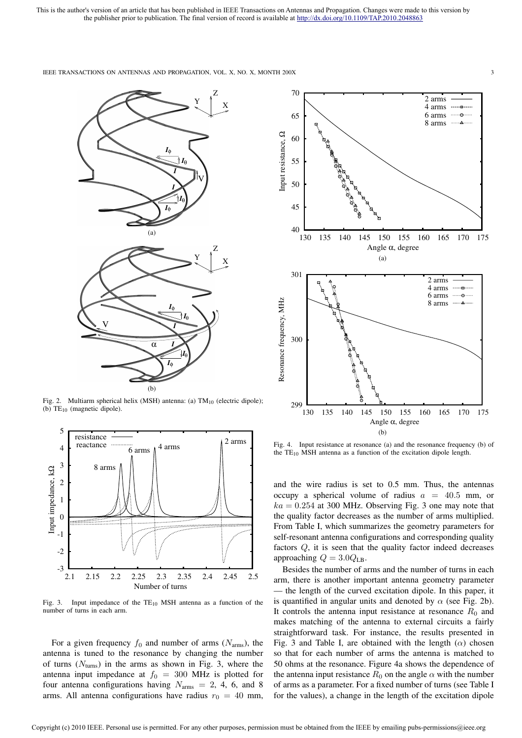Fig. 2. Multiarm spherical helix (MSH) antenna: (a) $TM_{10}$ (electric dipole); (b) $TE_{10}$ (magnetic dipole).

Fig. 3. Input impedance of the $TE_{10}$ MSH antenna as a function of the number of turns in each arm.

For a given frequency $f_0$ and number of arms ($N_{\text{arms}}$), the antenna is tuned to the resonance by changing the number of turns ($N_{\text{turns}}$) in the arms as shown in Fig. 3, where the antenna input impedance at $f_0 = 300$ MHz is plotted for four antenna configurations having $N_{\text{arms}} = 2$, 4, 6, and 8 arms. All antenna configurations have radius $r_0 = 40$ mm, and the wire radius is set to 0.5 mm. Thus, the antennas occupy a spherical volume of radius $a = 40.5$ mm, or $ka = 0.254$ at 300 MHz. Observing Fig. 3 one may note that the quality factor decreases as the number of arms multiplied. From Table I, which summarizes the geometry parameters for self-resonant antenna configurations and corresponding quality factors $Q$, it is seen that the quality factor indeed decreases approaching $Q = 3.0Q_{\text{LB}}$.

Fig. 4. Input resistance at resonance (a) and the resonance frequency (b) of the $TE_{10}$ MSH antenna as a function of the excitation dipole length.

Besides the number of arms and the number of turns in each arm, there is another important antenna geometry parameter — the length of the curved excitation dipole. In this paper, it is quantified in angular units and denoted by $\alpha$ (see Fig. 2b). It controls the antenna input resistance at resonance $R_0$ and makes matching of the antenna to external circuits a fairly straightforward task. For instance, the results presented in Fig. 3 and Table I, are obtained with the length ($\alpha$) chosen so that for each number of arms the antenna is matched to 50 ohms at the resonance. Figure 4a shows the dependence of the antenna input resistance $R_0$ on the angle $\alpha$ with the number of arms as a parameter. For a fixed number of turns (see Table I for the values), a change in the length of the excitation dipole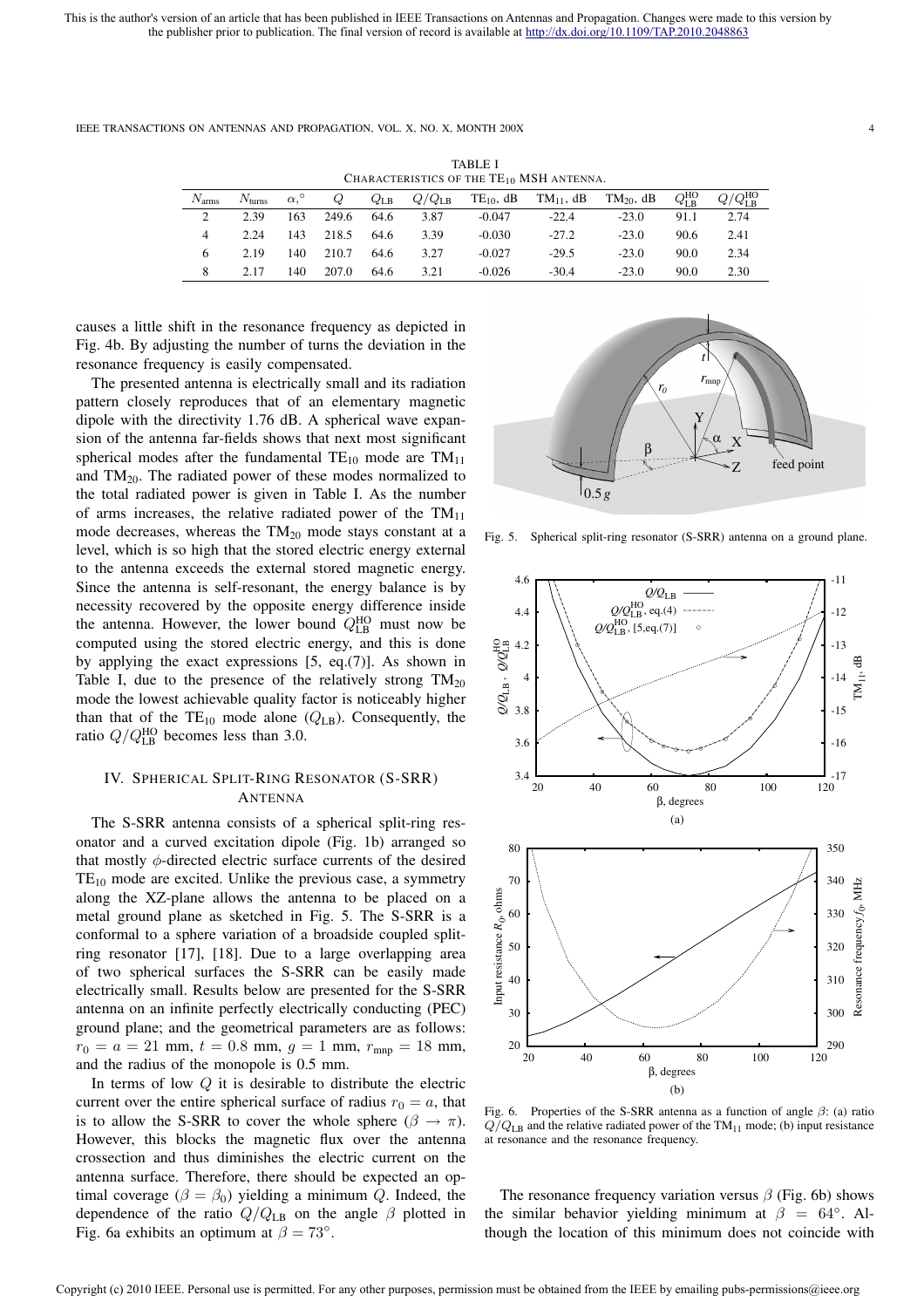This is the author's version of an article that has been published in IEEE Transactions on Antennas and Propagation. Changes were made to this version by the publisher prior to publication. The final version of record is available at http://dx.doi.org/10.1109/TAP.2010.2048863

TABLE I
CHARACTERISTICS OF THE $TE_{10}$ MSH ANTENNA.

| $N_{\text{arms}}$ | $N_{\text{turns}}$ | $\alpha,^\circ$ | $Q$ | $Q_{\text{LB}}$ | $Q/Q_{\text{LB}}$ | $TE_{10}$, dB | $TM_{11}$, dB | $TM_{20}$, dB | $Q_{\text{LB}}^{\text{HO}}$ | $Q/Q_{\text{LB}}^{\text{HO}}$ |
|---|---|---|---|---|---|---|---|---|---|---|
| 2 | 2.39 | 163 | 249.6 | 64.6 | 3.87 | -0.047 | -22.4 | -23.0 | 91.1 | 2.74 |
| 4 | 2.24 | 143 | 218.5 | 64.6 | 3.39 | -0.030 | -27.2 | -23.0 | 90.6 | 2.41 |
| 6 | 2.19 | 140 | 210.7 | 64.6 | 3.27 | -0.027 | -29.5 | -23.0 | 90.0 | 2.34 |
| 8 | 2.17 | 140 | 207.0 | 64.6 | 3.21 | -0.026 | -30.4 | -23.0 | 90.0 | 2.30 |

causes a little shift in the resonance frequency as depicted in Fig. 4b. By adjusting the number of turns the deviation in the resonance frequency is easily compensated.

The presented antenna is electrically small and its radiation pattern closely reproduces that of an elementary magnetic dipole with the directivity 1.76 dB. A spherical wave expansion of the antenna far-fields shows that next most significant spherical modes after the fundamental $TE_{10}$ mode are $TM_{11}$ and $TM_{20}$. The radiated power of these modes normalized to the total radiated power is given in Table I. As the number of arms increases, the relative radiated power of the $TM_{11}$ mode decreases, whereas the $TM_{20}$ mode stays constant at a level, which is so high that the stored electric energy external to the antenna exceeds the external stored magnetic energy. Since the antenna is self-resonant, the energy balance is by necessity recovered by the opposite energy difference inside the antenna. However, the lower bound $Q_{\text{LB}}^{\text{HO}}$ must now be computed using the stored electric energy, and this is done by applying the exact expressions [5, eq.(7)]. As shown in Table I, due to the presence of the relatively strong $TM_{20}$ mode the lowest achievable quality factor is noticeably higher than that of the $TE_{10}$ mode alone ($Q_{\text{LB}}$). Consequently, the ratio $Q/Q_{\text{LB}}^{\text{HO}}$ becomes less than 3.0.

## IV. Spherical Split-Ring Resonator (S-SRR) Antenna

The S-SRR antenna consists of a spherical split-ring resonator and a curved excitation dipole (Fig. 1b) arranged so that mostly $\phi$-directed electric surface currents of the desired $TE_{10}$ mode are excited. Unlike the previous case, a symmetry along the XZ-plane allows the antenna to be placed on a metal ground plane as sketched in Fig. 5. The S-SRR is a conformal to a sphere variation of a broadside coupled split-ring resonator [17], [18]. Due to a large overlapping area of two spherical surfaces the S-SRR can be easily made electrically small. Results below are presented for the S-SRR antenna on an infinite perfectly electrically conducting (PEC) ground plane; and the geometrical parameters are as follows: $r_0 = a = 21$ mm, $t = 0.8$ mm, $g = 1$ mm, $r_{\text{mnp}} = 18$ mm, and the radius of the monopole is 0.5 mm.

In terms of low $Q$ it is desirable to distribute the electric current over the entire spherical surface of radius $r_0 = a$, that is to allow the S-SRR to cover the whole sphere ($\beta \rightarrow \pi$). However, this blocks the magnetic flux over the antenna crossection and thus diminishes the electric current on the antenna surface. Therefore, there should be expected an optimal coverage ($\beta = \beta_0$) yielding a minimum $Q$. Indeed, the dependence of the ratio $Q/Q_{\text{LB}}$ on the angle $\beta$ plotted in Fig. 6a exhibits an optimum at $\beta = 73^\circ$.

Fig. 5. Spherical split-ring resonator (S-SRR) antenna on a ground plane.

Fig. 6. Properties of the S-SRR antenna as a function of angle $\beta$: (a) ratio $Q/Q_{\text{LB}}$ and the relative radiated power of the $TM_{11}$ mode; (b) input resistance at resonance and the resonance frequency.

The resonance frequency variation versus $\beta$ (Fig. 6b) shows the similar behavior yielding minimum at $\beta = 64^\circ$. Although the location of this minimum does not coincide with

Copyright (c) 2010 IEEE. Personal use is permitted. For any other purposes, permission must be obtained from the IEEE by emailing pubs-permissions@ieee.org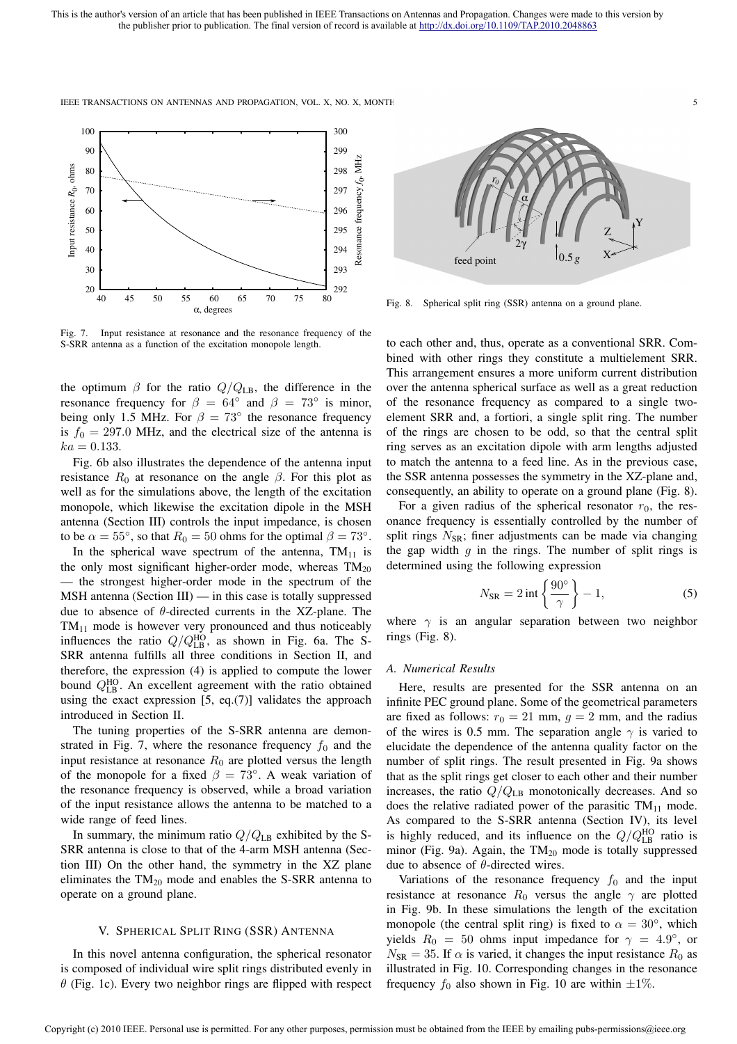Fig. 7. Input resistance at resonance and the resonance frequency of the S-SRR antenna as a function of the excitation monopole length.

the optimum $\beta$ for the ratio $Q/Q_{\text{LB}}$, the difference in the resonance frequency for $\beta = 64^\circ$ and $\beta = 73^\circ$ is minor, being only 1.5 MHz. For $\beta = 73^\circ$ the resonance frequency is $f_0 = 297.0$ MHz, and the electrical size of the antenna is $ka = 0.133$.

Fig. 6b also illustrates the dependence of the antenna input resistance $R_0$ at resonance on the angle $\beta$. For this plot as well as for the simulations above, the length of the excitation monopole, which likewise the excitation dipole in the MSH antenna (Section III) controls the input impedance, is chosen to be $\alpha = 55^\circ$, so that $R_0 = 50$ ohms for the optimal $\beta = 73^\circ$.

In the spherical wave spectrum of the antenna, $\text{TM}_{11}$ is the only most significant higher-order mode, whereas $\text{TM}_{20}$ — the strongest higher-order mode in the spectrum of the MSH antenna (Section III) — in this case is totally suppressed due to absence of $\theta$-directed currents in the XZ-plane. The $\text{TM}_{11}$ mode is however very pronounced and thus noticeably influences the ratio $Q/Q_{\text{LB}}^{\text{HO}}$, as shown in Fig. 6a. The S-SRR antenna fulfills all three conditions in Section II, and therefore, the expression (4) is applied to compute the lower bound $Q_{\text{LB}}^{\text{HO}}$. An excellent agreement with the ratio obtained using the exact expression [5, eq.(7)] validates the approach introduced in Section II.

The tuning properties of the S-SRR antenna are demonstrated in Fig. 7, where the resonance frequency $f_0$ and the input resistance at resonance $R_0$ are plotted versus the length of the monopole for a fixed $\beta = 73^\circ$. A weak variation of the resonance frequency is observed, while a broad variation of the input resistance allows the antenna to be matched to a wide range of feed lines.

In summary, the minimum ratio $Q/Q_{\text{LB}}$ exhibited by the S-SRR antenna is close to that of the 4-arm MSH antenna (Section III) On the other hand, the symmetry in the XZ plane eliminates the $\text{TM}_{20}$ mode and enables the S-SRR antenna to operate on a ground plane.

## V. Spherical Split Ring (SSR) Antenna

In this novel antenna configuration, the spherical resonator is composed of individual wire split rings distributed evenly in $\theta$ (Fig. 1c). Every two neighbor rings are flipped with respect to each other and, thus, operate as a conventional SRR. Combined with other rings they constitute a multielement SRR. This arrangement ensures a more uniform current distribution over the antenna spherical surface as well as a great reduction of the resonance frequency as compared to a single two-element SRR and, a fortiori, a single split ring. The number of the rings are chosen to be odd, so that the central split ring serves as an excitation dipole with arm lengths adjusted to match the antenna to a feed line. As in the previous case, the SSR antenna possesses the symmetry in the XZ-plane and, consequently, an ability to operate on a ground plane (Fig. 8).

Fig. 8. Spherical split ring (SSR) antenna on a ground plane.

For a given radius of the spherical resonator $r_0$, the resonance frequency is essentially controlled by the number of split rings $N_{\text{SR}}$; finer adjustments can be made via changing the gap width $g$ in the rings. The number of split rings is determined using the following expression

$$N_{\text{SR}} = 2\,\text{int}\left\{\frac{90^\circ}{\gamma}\right\} - 1, \tag{5}$$

where $\gamma$ is an angular separation between two neighbor rings (Fig. 8).

### A. Numerical Results

Here, results are presented for the SSR antenna on an infinite PEC ground plane. Some of the geometrical parameters are fixed as follows: $r_0 = 21$ mm, $g = 2$ mm, and the radius of the wires is 0.5 mm. The separation angle $\gamma$ is varied to elucidate the dependence of the antenna quality factor on the number of split rings. The result presented in Fig. 9a shows that as the split rings get closer to each other and their number increases, the ratio $Q/Q_{\text{LB}}$ monotonically decreases. And so does the relative radiated power of the parasitic $\text{TM}_{11}$ mode. As compared to the S-SRR antenna (Section IV), its level is highly reduced, and its influence on the $Q/Q_{\text{LB}}^{\text{HO}}$ ratio is minor (Fig. 9a). Again, the $\text{TM}_{20}$ mode is totally suppressed due to absence of $\theta$-directed wires.

Variations of the resonance frequency $f_0$ and the input resistance at resonance $R_0$ versus the angle $\gamma$ are plotted in Fig. 9b. In these simulations the length of the excitation monopole (the central split ring) is fixed to $\alpha = 30^\circ$, which yields $R_0 = 50$ ohms input impedance for $\gamma = 4.9^\circ$, or $N_{\text{SR}} = 35$. If $\alpha$ is varied, it changes the input resistance $R_0$ as illustrated in Fig. 10. Corresponding changes in the resonance frequency $f_0$ also shown in Fig. 10 are within $\pm 1\%$.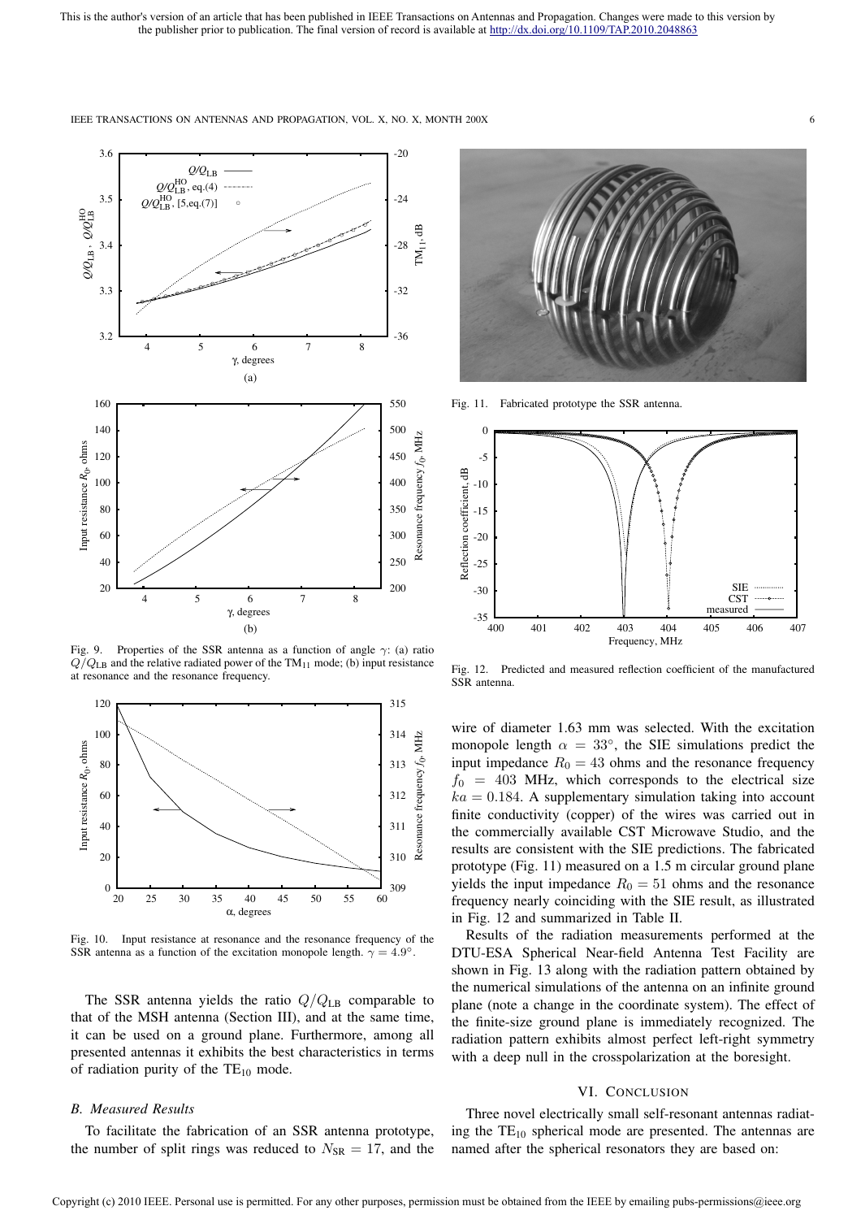This is the author's version of an article that has been published in IEEE Transactions on Antennas and Propagation. Changes were made to this version by the publisher prior to publication. The final version of record is available at http://dx.doi.org/10.1109/TAP.2010.2048863

Fig. 9. Properties of the SSR antenna as a function of angle $\gamma$: (a) ratio $Q/Q_{\mathrm{LB}}$ and the relative radiated power of the $\mathrm{TM}_{11}$ mode; (b) input resistance at resonance and the resonance frequency.

Fig. 10. Input resistance at resonance and the resonance frequency of the SSR antenna as a function of the excitation monopole length. $\gamma = 4.9°$.

The SSR antenna yields the ratio $Q/Q_{\mathrm{LB}}$ comparable to that of the MSH antenna (Section III), and at the same time, it can be used on a ground plane. Furthermore, among all presented antennas it exhibits the best characteristics in terms of radiation purity of the $\mathrm{TE}_{10}$ mode.

### B. Measured Results

To facilitate the fabrication of an SSR antenna prototype, the number of split rings was reduced to $N_{\mathrm{SR}} = 17$, and the wire of diameter 1.63 mm was selected. With the excitation monopole length $\alpha = 33°$, the SIE simulations predict the input impedance $R_0 = 43$ ohms and the resonance frequency $f_0 = 403$ MHz, which corresponds to the electrical size $ka = 0.184$. A supplementary simulation taking into account finite conductivity (copper) of the wires was carried out in the commercially available CST Microwave Studio, and the results are consistent with the SIE predictions. The fabricated prototype (Fig. 11) measured on a 1.5 m circular ground plane yields the input impedance $R_0 = 51$ ohms and the resonance frequency nearly coinciding with the SIE result, as illustrated in Fig. 12 and summarized in Table II.

Fig. 11. Fabricated prototype the SSR antenna.

Fig. 12. Predicted and measured reflection coefficient of the manufactured SSR antenna.

Results of the radiation measurements performed at the DTU-ESA Spherical Near-field Antenna Test Facility are shown in Fig. 13 along with the radiation pattern obtained by the numerical simulations of the antenna on an infinite ground plane (note a change in the coordinate system). The effect of the finite-size ground plane is immediately recognized. The radiation pattern exhibits almost perfect left-right symmetry with a deep null in the crosspolarization at the boresight.

## VI. Conclusion

Three novel electrically small self-resonant antennas radiating the $\mathrm{TE}_{10}$ spherical mode are presented. The antennas are named after the spherical resonators they are based on:

Copyright (c) 2010 IEEE. Personal use is permitted. For any other purposes, permission must be obtained from the IEEE by emailing pubs-permissions@ieee.org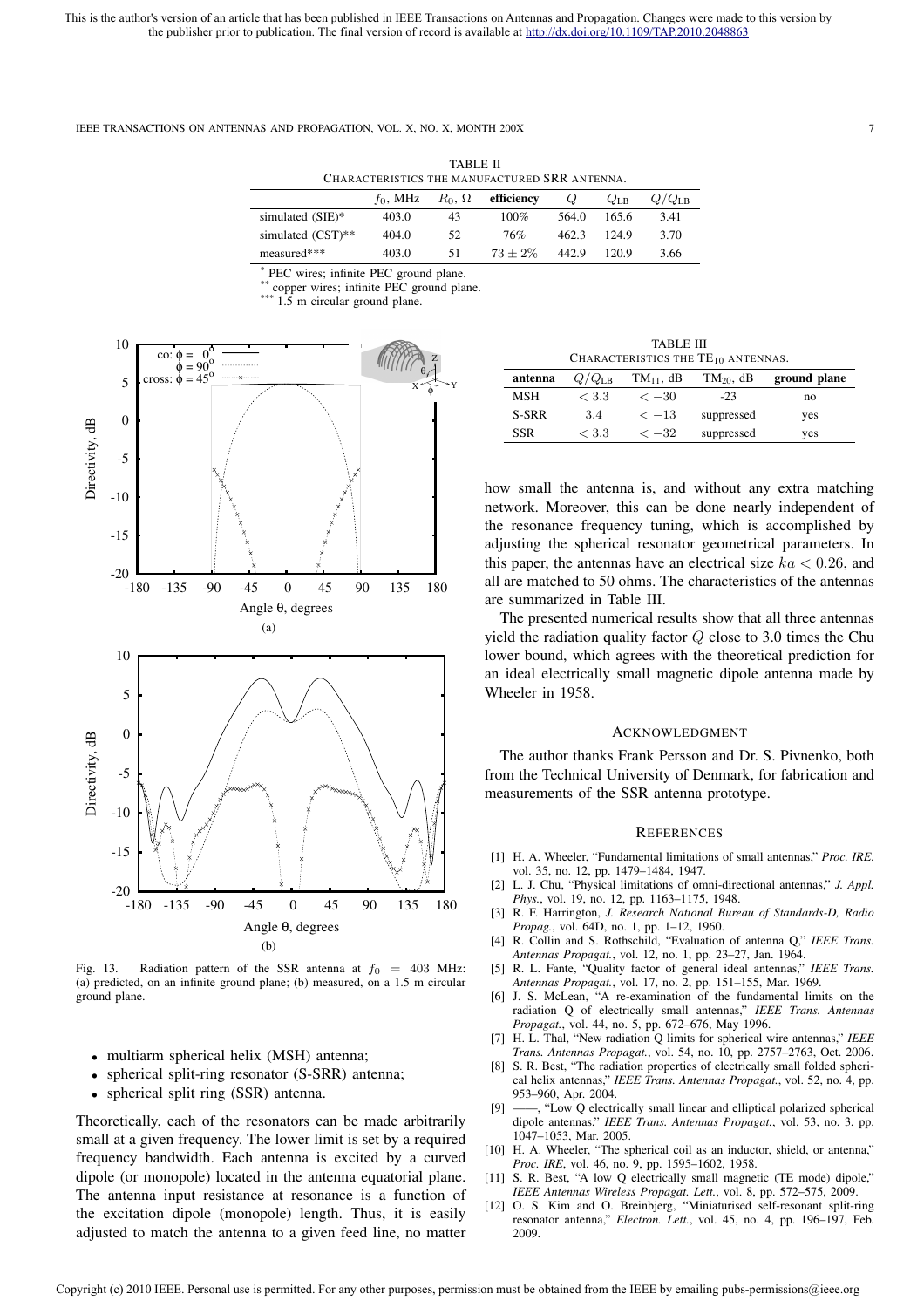This is the author's version of an article that has been published in IEEE Transactions on Antennas and Propagation. Changes were made to this version by the publisher prior to publication. The final version of record is available at http://dx.doi.org/10.1109/TAP.2010.2048863

TABLE II
CHARACTERISTICS THE MANUFACTURED SRR ANTENNA.

| | $f_0$, MHz | $R_0$, $\Omega$ | efficiency | $Q$ | $Q_{\mathrm{LB}}$ | $Q/Q_{\mathrm{LB}}$ |
|---|---|---|---|---|---|---|
| simulated (SIE)* | 403.0 | 43 | 100% | 564.0 | 165.6 | 3.41 |
| simulated (CST)** | 404.0 | 52 | 76% | 462.3 | 124.9 | 3.70 |
| measured*** | 403.0 | 51 | $73 \pm 2\%$ | 442.9 | 120.9 | 3.66 |

* PEC wires; infinite PEC ground plane.
** copper wires; infinite PEC ground plane.
*** 1.5 m circular ground plane.

Fig. 13. Radiation pattern of the SSR antenna at $f_0 = 403$ MHz: (a) predicted, on an infinite ground plane; (b) measured, on a 1.5 m circular ground plane.

- multiarm spherical helix (MSH) antenna;
- spherical split-ring resonator (S-SRR) antenna;
- spherical split ring (SSR) antenna.

Theoretically, each of the resonators can be made arbitrarily small at a given frequency. The lower limit is set by a required frequency bandwidth. Each antenna is excited by a curved dipole (or monopole) located in the antenna equatorial plane. The antenna input resistance at resonance is a function of the excitation dipole (monopole) length. Thus, it is easily adjusted to match the antenna to a given feed line, no matter how small the antenna is, and without any extra matching network. Moreover, this can be done nearly independent of the resonance frequency tuning, which is accomplished by adjusting the spherical resonator geometrical parameters. In this paper, the antennas have an electrical size $ka < 0.26$, and all are matched to 50 ohms. The characteristics of the antennas are summarized in Table III.

TABLE III
CHARACTERISTICS THE $\mathrm{TE}_{10}$ ANTENNAS.

| antenna | $Q/Q_{\mathrm{LB}}$ | $\mathrm{TM}_{11}$, dB | $\mathrm{TM}_{20}$, dB | ground plane |
|---|---|---|---|---|
| MSH | $< 3.3$ | $< -30$ | -23 | no |
| S-SRR | 3.4 | $< -13$ | suppressed | yes |
| SSR | $< 3.3$ | $< -32$ | suppressed | yes |

The presented numerical results show that all three antennas yield the radiation quality factor $Q$ close to 3.0 times the Chu lower bound, which agrees with the theoretical prediction for an ideal electrically small magnetic dipole antenna made by Wheeler in 1958.

## ACKNOWLEDGMENT

The author thanks Frank Persson and Dr. S. Pivnenko, both from the Technical University of Denmark, for fabrication and measurements of the SSR antenna prototype.

## REFERENCES

[1] H. A. Wheeler, "Fundamental limitations of small antennas," *Proc. IRE*, vol. 35, no. 12, pp. 1479–1484, 1947.

[2] L. J. Chu, "Physical limitations of omni-directional antennas," *J. Appl. Phys.*, vol. 19, no. 12, pp. 1163–1175, 1948.

[3] R. F. Harrington, *J. Research National Bureau of Standards-D, Radio Propag.*, vol. 64D, no. 1, pp. 1–12, 1960.

[4] R. Collin and S. Rothschild, "Evaluation of antenna Q," *IEEE Trans. Antennas Propagat.*, vol. 12, no. 1, pp. 23–27, Jan. 1964.

[5] R. L. Fante, "Quality factor of general ideal antennas," *IEEE Trans. Antennas Propagat.*, vol. 17, no. 2, pp. 151–155, Mar. 1969.

[6] J. S. McLean, "A re-examination of the fundamental limits on the radiation Q of electrically small antennas," *IEEE Trans. Antennas Propagat.*, vol. 44, no. 5, pp. 672–676, May 1996.

[7] H. L. Thal, "New radiation Q limits for spherical wire antennas," *IEEE Trans. Antennas Propagat.*, vol. 54, no. 10, pp. 2757–2763, Oct. 2006.

[8] S. R. Best, "The radiation properties of electrically small folded spherical helix antennas," *IEEE Trans. Antennas Propagat.*, vol. 52, no. 4, pp. 953–960, Apr. 2004.

[9] ——, "Low Q electrically small linear and elliptical polarized spherical dipole antennas," *IEEE Trans. Antennas Propagat.*, vol. 53, no. 3, pp. 1047–1053, Mar. 2005.

[10] H. A. Wheeler, "The spherical coil as an inductor, shield, or antenna," *Proc. IRE*, vol. 46, no. 9, pp. 1595–1602, 1958.

[11] S. R. Best, "A low Q electrically small magnetic (TE mode) dipole," *IEEE Antennas Wireless Propagat. Lett.*, vol. 8, pp. 572–575, 2009.

[12] O. S. Kim and O. Breinbjerg, "Miniaturised self-resonant split-ring resonator antenna," *Electron. Lett.*, vol. 45, no. 4, pp. 196–197, Feb. 2009.

Copyright (c) 2010 IEEE. Personal use is permitted. For any other purposes, permission must be obtained from the IEEE by emailing pubs-permissions@ieee.org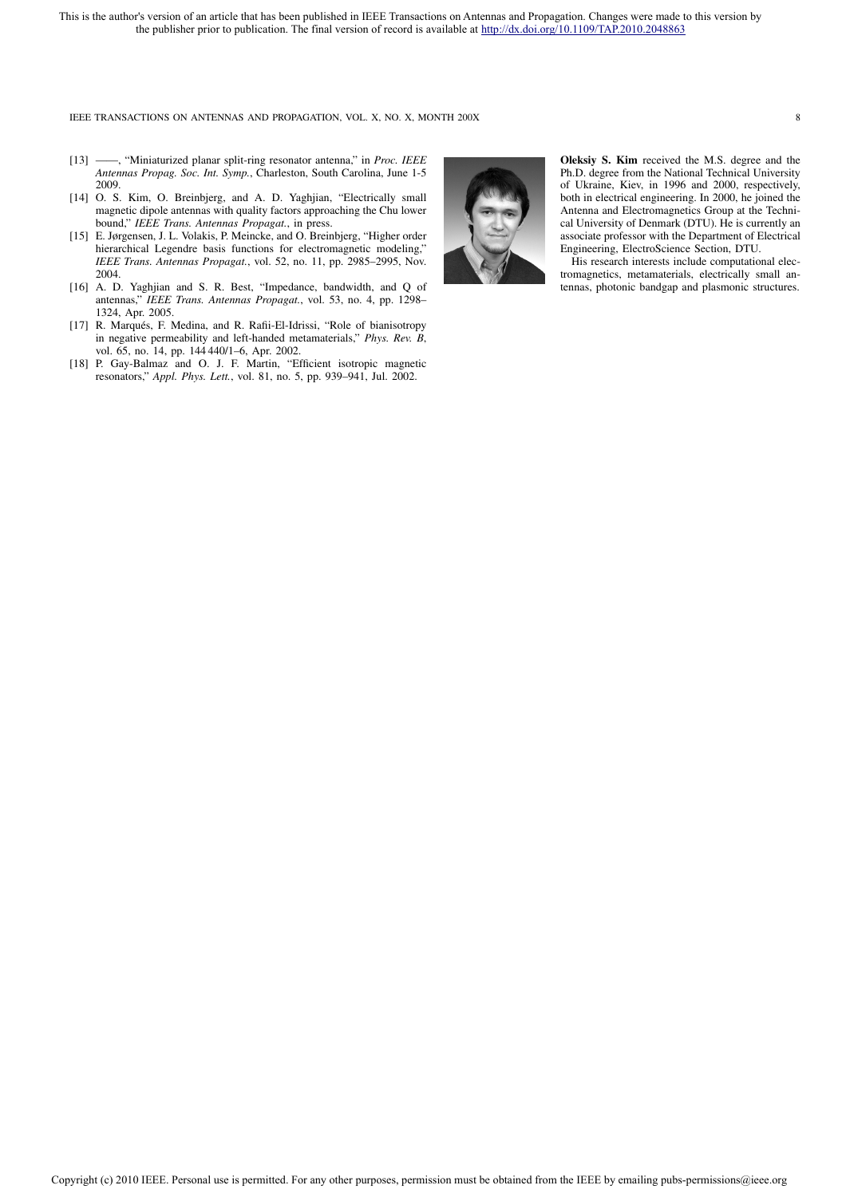This is the author's version of an article that has been published in IEEE Transactions on Antennas and Propagation. Changes were made to this version by the publisher prior to publication. The final version of record is available at http://dx.doi.org/10.1109/TAP.2010.2048863

[13] ——, "Miniaturized planar split-ring resonator antenna," in *Proc. IEEE Antennas Propag. Soc. Int. Symp.*, Charleston, South Carolina, June 1-5 2009.

[14] O. S. Kim, O. Breinbjerg, and A. D. Yaghjian, "Electrically small magnetic dipole antennas with quality factors approaching the Chu lower bound," *IEEE Trans. Antennas Propagat.*, in press.

[15] E. Jørgensen, J. L. Volakis, P. Meincke, and O. Breinbjerg, "Higher order hierarchical Legendre basis functions for electromagnetic modeling," *IEEE Trans. Antennas Propagat.*, vol. 52, no. 11, pp. 2985–2995, Nov. 2004.

[16] A. D. Yaghjian and S. R. Best, "Impedance, bandwidth, and Q of antennas," *IEEE Trans. Antennas Propagat.*, vol. 53, no. 4, pp. 1298–1324, Apr. 2005.

[17] R. Marqués, F. Medina, and R. Rafii-El-Idrissi, "Role of bianisotropy in negative permeability and left-handed metamaterials," *Phys. Rev. B*, vol. 65, no. 14, pp. 144 440/1–6, Apr. 2002.

[18] P. Gay-Balmaz and O. J. F. Martin, "Efficient isotropic magnetic resonators," *Appl. Phys. Lett.*, vol. 81, no. 5, pp. 939–941, Jul. 2002.

**Oleksiy S. Kim** received the M.S. degree and the Ph.D. degree from the National Technical University of Ukraine, Kiev, in 1996 and 2000, respectively, both in electrical engineering. In 2000, he joined the Antenna and Electromagnetics Group at the Technical University of Denmark (DTU). He is currently an associate professor with the Department of Electrical Engineering, ElectroScience Section, DTU.

His research interests include computational electromagnetics, metamaterials, electrically small antennas, photonic bandgap and plasmonic structures.

Copyright (c) 2010 IEEE. Personal use is permitted. For any other purposes, permission must be obtained from the IEEE by emailing pubs-permissions@ieee.org